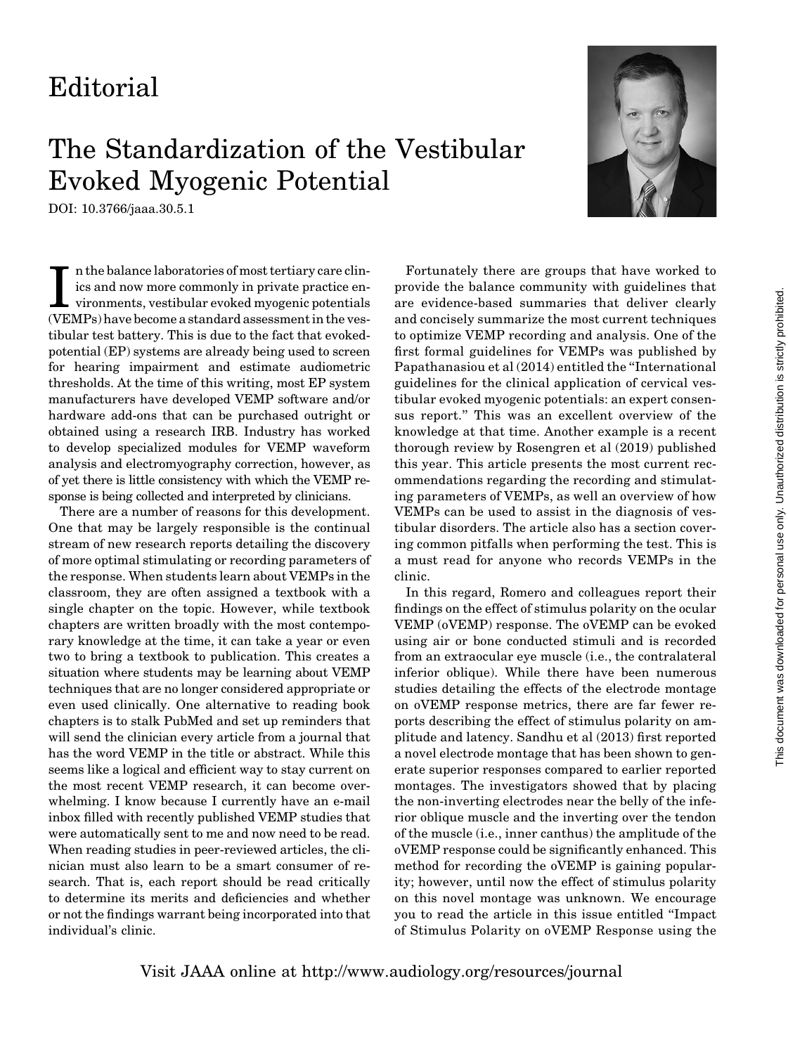# Editorial

## The Standardization of the Vestibular Evoked Myogenic Potential

DOI: 10.3766/jaaa.30.5.1

In the balance laboratories of most tertiary care clinics and now more commonly in private practice environments, vestibular evoked myogenic potentials (VEMPs) have become a standard assessment in the vestibular test battery. This is due to the fact that evoked-potential (EP) systems are already being used to screen for hearing impairment and estimate audiometric thresholds. At the time of this writing, most EP system manufacturers have developed VEMP software and/or hardware add-ons that can be purchased outright or obtained using a research IRB. Industry has worked to develop specialized modules for VEMP waveform analysis and electromyography correction, however, as of yet there is little consistency with which the VEMP response is being collected and interpreted by clinicians.

There are a number of reasons for this development. One that may be largely responsible is the continual stream of new research reports detailing the discovery of more optimal stimulating or recording parameters of the response. When students learn about VEMPs in the classroom, they are often assigned a textbook with a single chapter on the topic. However, while textbook chapters are written broadly with the most contemporary knowledge at the time, it can take a year or even two to bring a textbook to publication. This creates a situation where students may be learning about VEMP techniques that are no longer considered appropriate or even used clinically. One alternative to reading book chapters is to stalk PubMed and set up reminders that will send the clinician every article from a journal that has the word VEMP in the title or abstract. While this seems like a logical and efficient way to stay current on the most recent VEMP research, it can become overwhelming. I know because I currently have an e-mail inbox filled with recently published VEMP studies that were automatically sent to me and now need to be read. When reading studies in peer-reviewed articles, the clinician must also learn to be a smart consumer of research. That is, each report should be read critically to determine its merits and deficiencies and whether or not the findings warrant being incorporated into that individual's clinic.

Fortunately there are groups that have worked to provide the balance community with guidelines that are evidence-based summaries that deliver clearly and concisely summarize the most current techniques to optimize VEMP recording and analysis. One of the first formal guidelines for VEMPs was published by Papathanasiou et al (2014) entitled the "International guidelines for the clinical application of cervical vestibular evoked myogenic potentials: an expert consensus report." This was an excellent overview of the knowledge at that time. Another example is a recent thorough review by Rosengren et al (2019) published this year. This article presents the most current recommendations regarding the recording and stimulating parameters of VEMPs, as well an overview of how VEMPs can be used to assist in the diagnosis of vestibular disorders. The article also has a section covering common pitfalls when performing the test. This is a must read for anyone who records VEMPs in the clinic.

In this regard, Romero and colleagues report their findings on the effect of stimulus polarity on the ocular VEMP (oVEMP) response. The oVEMP can be evoked using air or bone conducted stimuli and is recorded from an extraocular eye muscle (i.e., the contralateral inferior oblique). While there have been numerous studies detailing the effects of the electrode montage on oVEMP response metrics, there are far fewer reports describing the effect of stimulus polarity on amplitude and latency. Sandhu et al (2013) first reported a novel electrode montage that has been shown to generate superior responses compared to earlier reported montages. The investigators showed that by placing the non-inverting electrodes near the belly of the inferior oblique muscle and the inverting over the tendon of the muscle (i.e., inner canthus) the amplitude of the oVEMP response could be significantly enhanced. This method for recording the oVEMP is gaining popularity; however, until now the effect of stimulus polarity on this novel montage was unknown. We encourage you to read the article in this issue entitled "Impact of Stimulus Polarity on oVEMP Response using the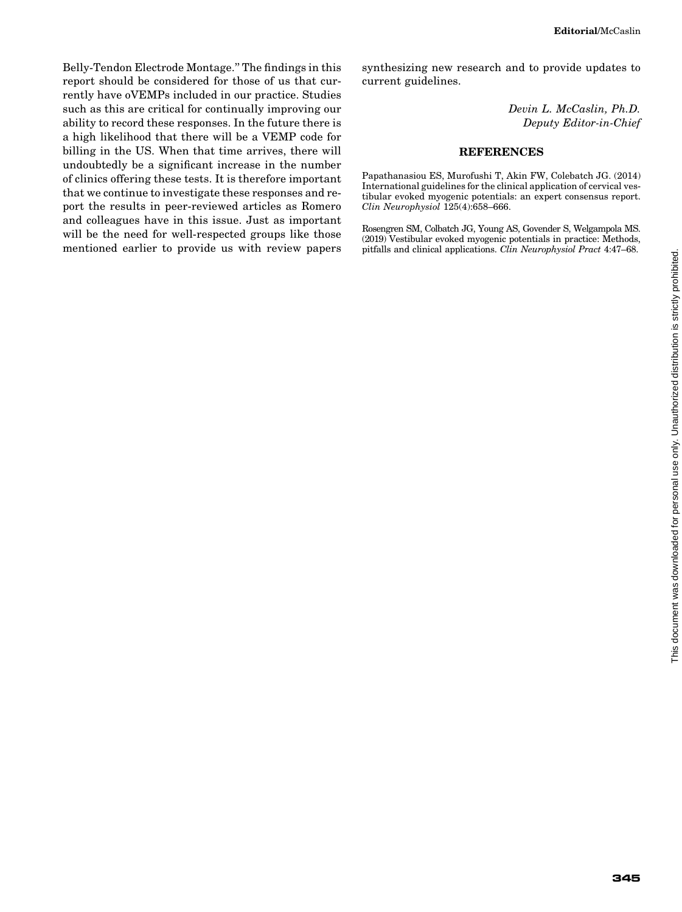Belly-Tendon Electrode Montage." The findings in this report should be considered for those of us that currently have oVEMPs included in our practice. Studies such as this are critical for continually improving our ability to record these responses. In the future there is a high likelihood that there will be a VEMP code for billing in the US. When that time arrives, there will undoubtedly be a significant increase in the number of clinics offering these tests. It is therefore important that we continue to investigate these responses and report the results in peer-reviewed articles as Romero and colleagues have in this issue. Just as important will be the need for well-respected groups like those mentioned earlier to provide us with review papers synthesizing new research and to provide updates to current guidelines.

*Devin L. McCaslin, Ph.D.*
*Deputy Editor-in-Chief*

## REFERENCES

Papathanasiou ES, Murofushi T, Akin FW, Colebatch JG. (2014) International guidelines for the clinical application of cervical vestibular evoked myogenic potentials: an expert consensus report. *Clin Neurophysiol* 125(4):658–666.

Rosengren SM, Colbatch JG, Young AS, Govender S, Welgampola MS. (2019) Vestibular evoked myogenic potentials in practice: Methods, pitfalls and clinical applications. *Clin Neurophysiol Pract* 4:47–68.